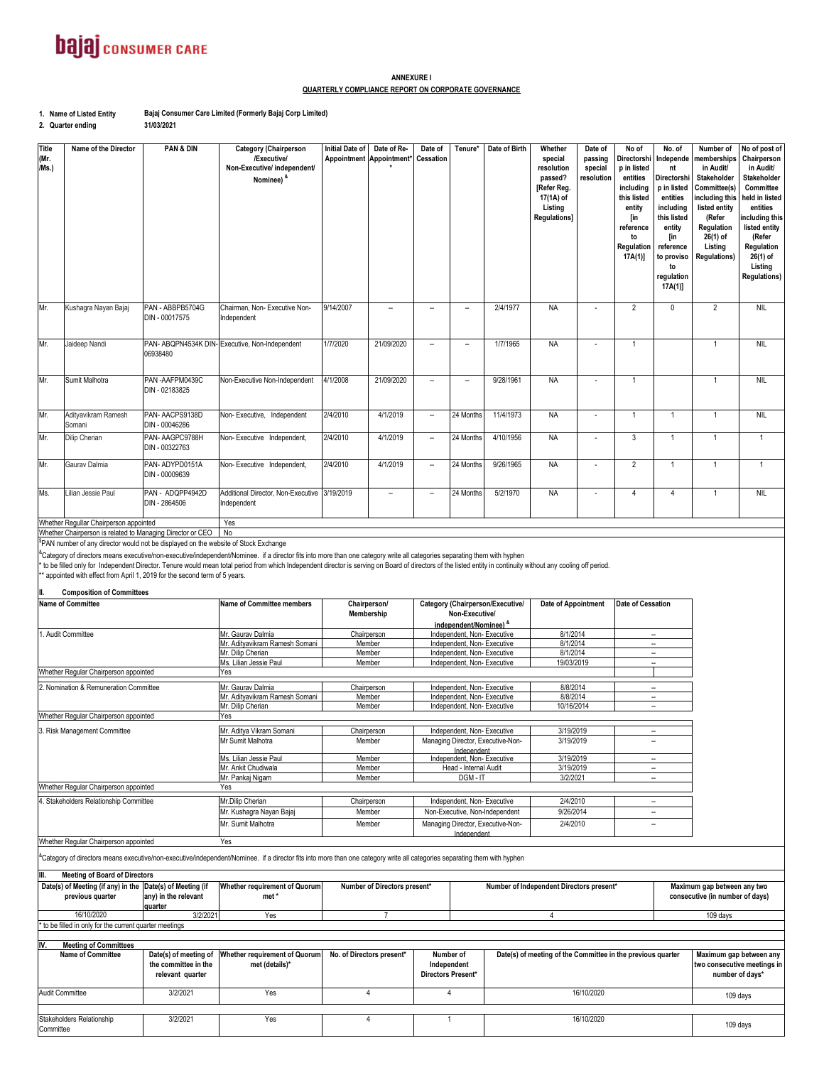**bajaj CONSUMER CARE**

## ANNEXURE I

## QUARTERLY COMPLIANCE REPORT ON CORPORATE GOVERNANCE

1. Name of Listed Entity: Bajaj Consumer Care Limited (Formerly Bajaj Corp Limited)
2. Quarter ending: 31/03/2021

| Title (Mr. /Ms.) | Name of the Director | PAN & DIN | Category (Chairperson /Executive/ Non-Executive/ independent/ Nominee) & | Initial Date of Appointment | Date of Re-Appointment* * | Date of Cessation | Tenure* | Date of Birth | Whether special resolution passed? [Refer Reg. 17(1A) of Listing Regulations] | Date of passing special resolution | No of Directorship in listed entities including this listed entity [in reference to Regulation 17A(1)] | No. of Independent Directorship in listed entities including this listed entity [in reference to proviso to regulation 17A(1)] | Number of memberships in Audit/ Stakeholder Committee(s) including this listed entity (Refer Regulation 26(1) of Listing Regulations) | No of post of Chairperson in Audit/ Stakeholder Committee held in listed entities including this listed entity (Refer Regulation 26(1) of Listing Regulations) |
|---|---|---|---|---|---|---|---|---|---|---|---|---|---|---|
| Mr. | Kushagra Nayan Bajaj | PAN - ABBPB5704G DIN - 00017575 | Chairman, Non- Executive Non-Independent | 9/14/2007 | -- | -- | -- | 2/4/1977 | NA | - | 2 | 0 | 2 | NIL |
| Mr. | Jaideep Nandi | PAN- ABQPN4534K DIN- 06938480 | Executive, Non-Independent | 1/7/2020 | 21/09/2020 | -- | -- | 1/7/1965 | NA | - | 1 | | 1 | NIL |
| Mr. | Sumit Malhotra | PAN -AAFPM0439C DIN - 02183825 | Non-Executive Non-Independent | 4/1/2008 | 21/09/2020 | -- | -- | 9/28/1961 | NA | - | 1 | | 1 | NIL |
| Mr. | Adityavikram Ramesh Somani | PAN- AACPS9138D DIN - 00046286 | Non- Executive, Independent | 2/4/2010 | 4/1/2019 | -- | 24 Months | 11/4/1973 | NA | - | 1 | 1 | 1 | NIL |
| Mr. | Dilip Cherian | PAN- AAGPC9788H DIN - 00322763 | Non- Executive Independent, | 2/4/2010 | 4/1/2019 | -- | 24 Months | 4/10/1956 | NA | - | 3 | 1 | 1 | 1 |
| Mr. | Gaurav Dalmia | PAN- ADYPD0151A DIN - 00009639 | Non- Executive Independent, | 2/4/2010 | 4/1/2019 | -- | 24 Months | 9/26/1965 | NA | - | 2 | 1 | 1 | 1 |
| Ms. | Lilian Jessie Paul | PAN - ADQPP4942D DIN - 2864506 | Additional Director, Non-Executive Independent | 3/19/2019 | -- | -- | 24 Months | 5/2/1970 | NA | - | 4 | 4 | 1 | NIL |

Whether Regullar Chairperson appointed: Yes

Whether Chairperson is related to Managing Director or CEO: No

$PAN number of any director would not be displayed on the website of Stock Exchange

&Category of directors means executive/non-executive/independent/Nominee. if a director fits into more than one category write all categories separating them with hyphen

* to be filled only for Independent Director. Tenure would mean total period from which Independent director is serving on Board of directors of the listed entity in continuity without any cooling off period.

** appointed with effect from April 1, 2019 for the second term of 5 years.

### II. Composition of Committees

| Name of Committee | Name of Committee members | Chairperson/ Membership | Category (Chairperson/Executive/ Non-Executive/ independent/Nominee) & | Date of Appointment | Date of Cessation |
|---|---|---|---|---|---|
| 1. Audit Committee | Mr. Gaurav Dalmia | Chairperson | Independent, Non- Executive | 8/1/2014 | -- |
| | Mr. Adityavikram Ramesh Somani | Member | Independent, Non- Executive | 8/1/2014 | -- |
| | Mr. Dilip Cherian | Member | Independent, Non- Executive | 8/1/2014 | -- |
| | Ms. Lilian Jessie Paul | Member | Independent, Non- Executive | 19/03/2019 | -- |
| Whether Regular Chairperson appointed | Yes | | | | |
| 2. Nomination & Remuneration Committee | Mr. Gaurav Dalmia | Chairperson | Independent, Non- Executive | 8/8/2014 | -- |
| | Mr. Adityavikram Ramesh Somani | Member | Independent, Non- Executive | 8/8/2014 | -- |
| | Mr. Dilip Cherian | Member | Independent, Non- Executive | 10/16/2014 | -- |
| Whether Regular Chairperson appointed | Yes | | | | |
| 3. Risk Management Committee | Mr. Aditya Vikram Somani | Chairperson | Independent, Non- Executive | 3/19/2019 | -- |
| | Mr Sumit Malhotra | Member | Managing Director, Executive-Non-Independent | 3/19/2019 | -- |
| | Ms. Lilian Jessie Paul | Member | Independent, Non- Executive | 3/19/2019 | -- |
| | Mr. Ankit Chudiwala | Member | Head - Internal Audit | 3/19/2019 | -- |
| | Mr. Pankaj Nigam | Member | DGM - IT | 3/2/2021 | -- |
| Whether Regular Chairperson appointed | Yes | | | | |
| 4. Stakeholders Relationship Committee | Mr.Dilip Cherian | Chairperson | Independent, Non- Executive | 2/4/2010 | -- |
| | Mr. Kushagra Nayan Bajaj | Member | Non-Executive, Non-Independent | 9/26/2014 | -- |
| | Mr. Sumit Malhotra | Member | Managing Director, Executive-Non-Independent | 2/4/2010 | -- |
| Whether Regular Chairperson appointed | Yes | | | | |

&Category of directors means executive/non-executive/independent/Nominee. if a director fits into more than one category write all categories separating them with hyphen

### III. Meeting of Board of Directors

| Date(s) of Meeting (if any) in the previous quarter | Date(s) of Meeting (if any) in the relevant quarter | Whether requirement of Quorum met * | Number of Directors present* | Number of Independent Directors present* | Maximum gap between any two consecutive (in number of days) |
|---|---|---|---|---|---|
| 16/10/2020 | 3/2/2021 | Yes | 7 | 4 | 109 days |

* to be filled in only for the current quarter meetings

### IV. Meeting of Committees

| Name of Committee | Date(s) of meeting of the committee in the relevant quarter | Whether requirement of Quorum met (details)* | No. of Directors present* | Number of Independent Directors Present* | Date(s) of meeting of the Committee in the previous quarter | Maximum gap between any two consecutive meetings in number of days* |
|---|---|---|---|---|---|---|
| Audit Committee | 3/2/2021 | Yes | 4 | 4 | 16/10/2020 | 109 days |
| Stakeholders Relationship Committee | 3/2/2021 | Yes | 4 | 1 | 16/10/2020 | 109 days |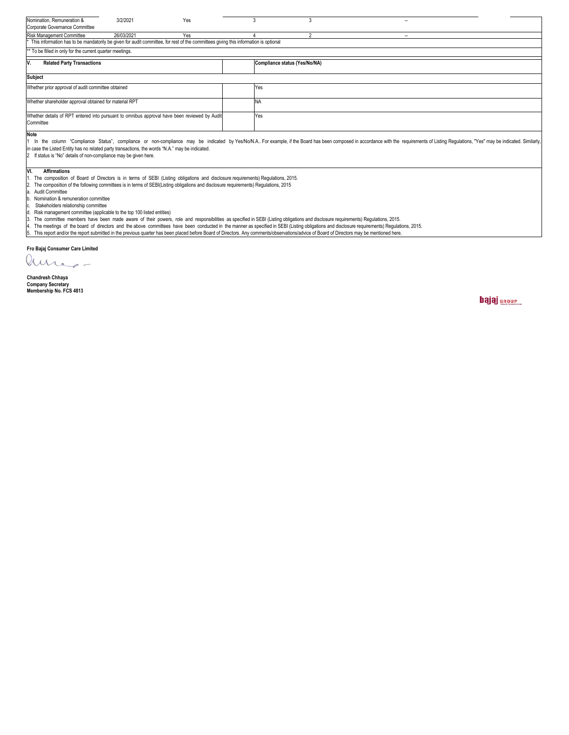| Nomination, Remuneration & Corporate Governance Committee | 3/2/2021 | Yes | 3 | 3 | -- |
|---|---|---|---|---|---|
| Risk Management Committee | 26/03/2021 | Yes | 4 | 2 | -- |

\* This information has to be mandatorily be given for audit committee, for rest of the committees giving this information is optional

\*\* To be filled in only for the current quarter meetings.

| V. Related Party Transactions | Compliance status (Yes/No/NA) |
|---|---|
| **Subject** | |
| Whether prior approval of audit committee obtained | Yes |
| Whether shareholder approval obtained for material RPT | NA |
| Whether details of RPT entered into pursuant to omnibus approval have been reviewed by Audit Committee | Yes |

**Note**

1 In the column "Compliance Status", compliance or non-compliance may be indicated by Yes/No/N.A.. For example, if the Board has been composed in accordance with the requirements of Listing Regulations, "Yes" may be indicated. Similarly, in case the Listed Entity has no related party transactions, the words "N.A." may be indicated.

2 If status is "No" details of non-compliance may be given here.

**VI. Affirmations**

1. The composition of Board of Directors is in terms of SEBI (Listing obligations and disclosure requirements) Regulations, 2015.
2. The composition of the following committees is in terms of SEBI(Listing obligations and disclosure requirements) Regulations, 2015
   a. Audit Committee
   b. Nomination & remuneration committee
   c. Stakeholders relationship committee
   d. Risk management committee (applicable to the top 100 listed entities)
3. The committee members have been made aware of their powers, role and responsibilities as specified in SEBI (Listing obligations and disclosure requirements) Regulations, 2015.
4. The meetings of the board of directors and the above committees have been conducted in the manner as specified in SEBI (Listing obligations and disclosure requirements) Regulations, 2015.
5. This report and/or the report submitted in the previous quarter has been placed before Board of Directors. Any comments/observations/advice of Board of Directors may be mentioned here.

**Fro Bajaj Consumer Care Limited**

**Chandresh Chhaya**
**Company Secretary**
**Membership No. FCS 4813**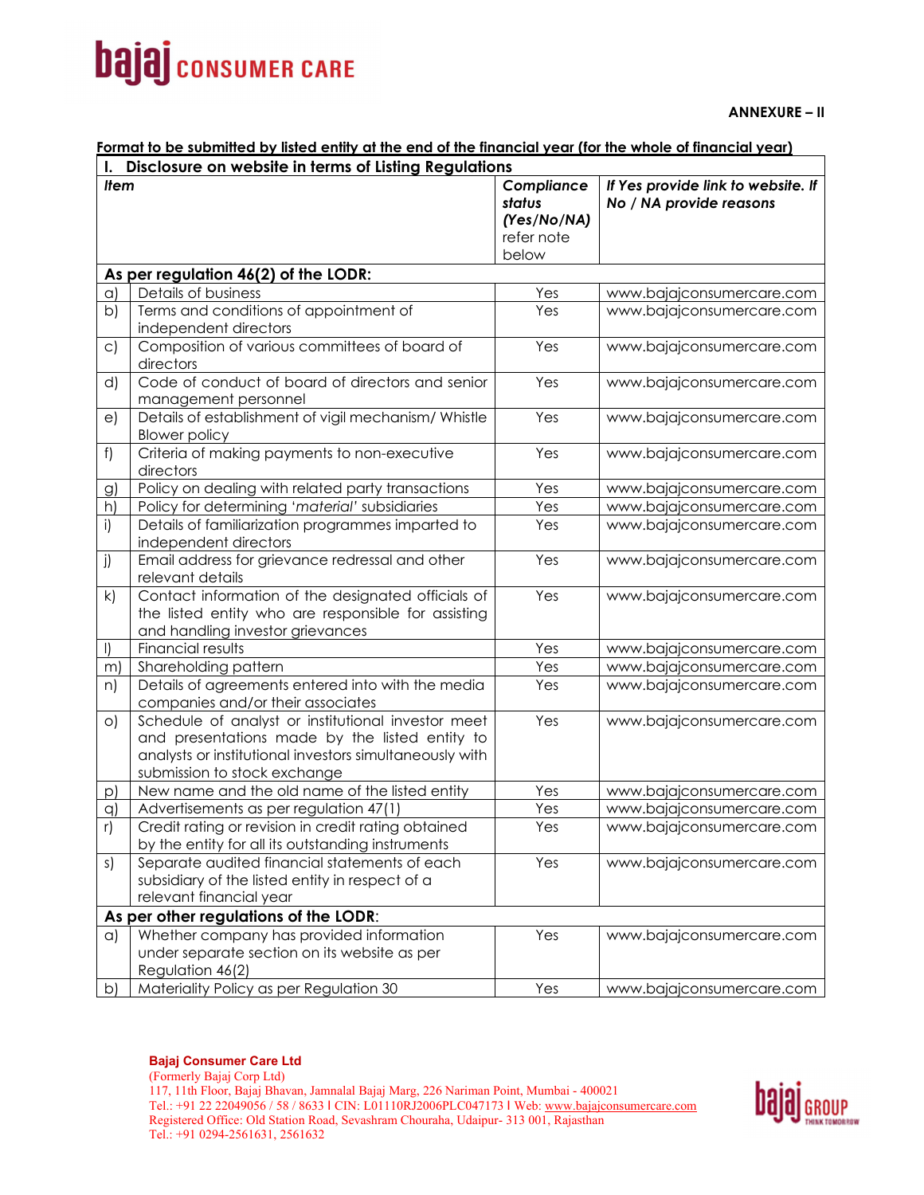**ANNEXURE – II**

**Format to be submitted by listed entity at the end of the financial year (for the whole of financial year)**

| **I. Disclosure on website in terms of Listing Regulations** | | | |
|---|---|---|---|
| ***Item*** | | ***Compliance status (Yes/No/NA)*** refer note below | ***If Yes provide link to website. If No / NA provide reasons*** |
| **As per regulation 46(2) of the LODR:** | | | |
| a) | Details of business | Yes | www.bajajconsumercare.com |
| b) | Terms and conditions of appointment of independent directors | Yes | www.bajajconsumercare.com |
| c) | Composition of various committees of board of directors | Yes | www.bajajconsumercare.com |
| d) | Code of conduct of board of directors and senior management personnel | Yes | www.bajajconsumercare.com |
| e) | Details of establishment of vigil mechanism/ Whistle Blower policy | Yes | www.bajajconsumercare.com |
| f) | Criteria of making payments to non-executive directors | Yes | www.bajajconsumercare.com |
| g) | Policy on dealing with related party transactions | Yes | www.bajajconsumercare.com |
| h) | Policy for determining *'material'* subsidiaries | Yes | www.bajajconsumercare.com |
| i) | Details of familiarization programmes imparted to independent directors | Yes | www.bajajconsumercare.com |
| j) | Email address for grievance redressal and other relevant details | Yes | www.bajajconsumercare.com |
| k) | Contact information of the designated officials of the listed entity who are responsible for assisting and handling investor grievances | Yes | www.bajajconsumercare.com |
| l) | Financial results | Yes | www.bajajconsumercare.com |
| m) | Shareholding pattern | Yes | www.bajajconsumercare.com |
| n) | Details of agreements entered into with the media companies and/or their associates | Yes | www.bajajconsumercare.com |
| o) | Schedule of analyst or institutional investor meet and presentations made by the listed entity to analysts or institutional investors simultaneously with submission to stock exchange | Yes | www.bajajconsumercare.com |
| p) | New name and the old name of the listed entity | Yes | www.bajajconsumercare.com |
| q) | Advertisements as per regulation 47(1) | Yes | www.bajajconsumercare.com |
| r) | Credit rating or revision in credit rating obtained by the entity for all its outstanding instruments | Yes | www.bajajconsumercare.com |
| s) | Separate audited financial statements of each subsidiary of the listed entity in respect of a relevant financial year | Yes | www.bajajconsumercare.com |
| **As per other regulations of the LODR:** | | | |
| a) | Whether company has provided information under separate section on its website as per Regulation 46(2) | Yes | www.bajajconsumercare.com |
| b) | Materiality Policy as per Regulation 30 | Yes | www.bajajconsumercare.com |

**Bajaj Consumer Care Ltd**
(Formerly Bajaj Corp Ltd)
117, 11th Floor, Bajaj Bhavan, Jamnalal Bajaj Marg, 226 Nariman Point, Mumbai - 400021
Tel.: +91 22 22049056 / 58 / 8633 I CIN: L01110RJ2006PLC047173 I Web: www.bajajconsumercare.com
Registered Office: Old Station Road, Sevashram Chouraha, Udaipur- 313 001, Rajasthan
Tel.: +91 0294-2561631, 2561632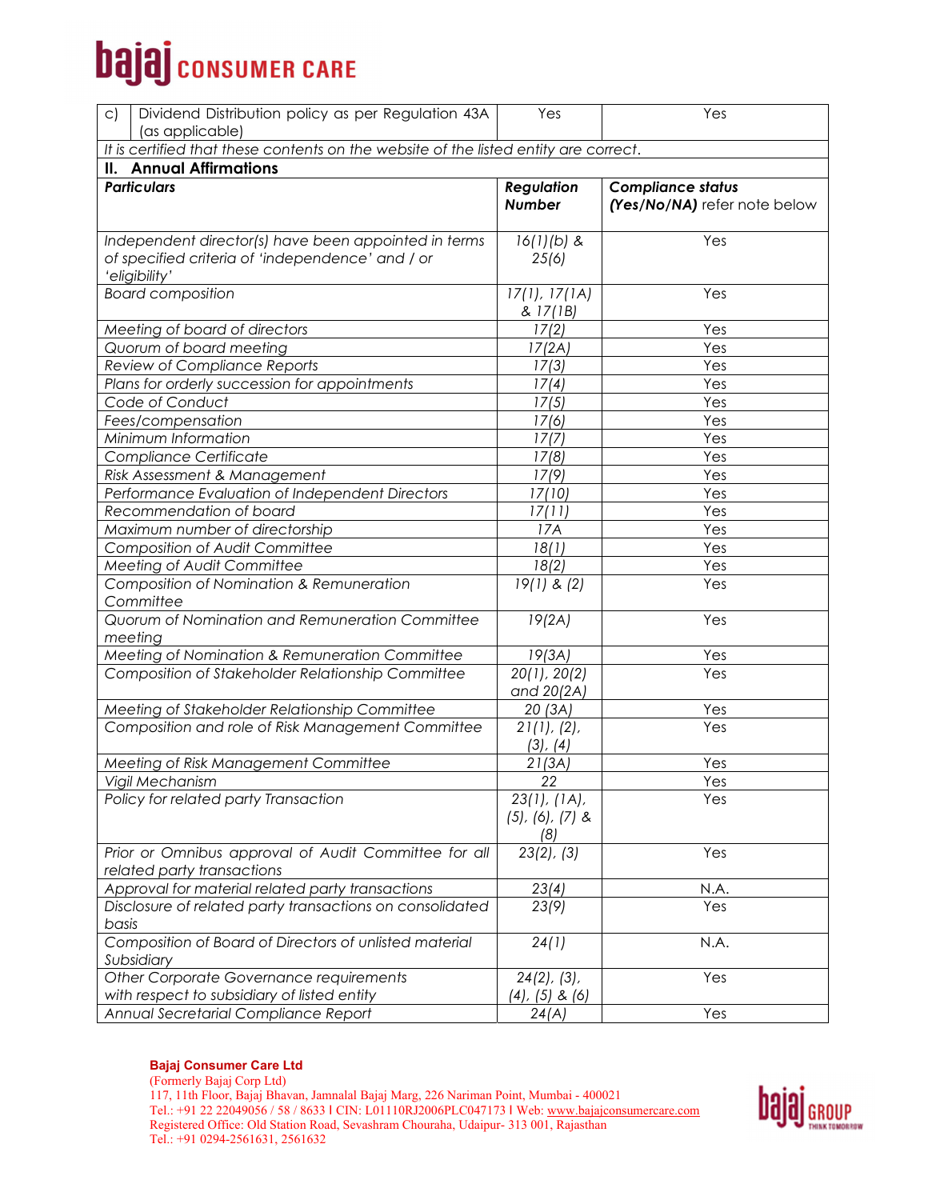| c) | Dividend Distribution policy as per Regulation 43A (as applicable) | Yes | Yes |
|---|---|---|---|

*It is certified that these contents on the website of the listed entity are correct.*

**II. Annual Affirmations**

| ***Particulars*** | ***Regulation Number*** | ***Compliance status (Yes/No/NA)*** refer note below |
|---|---|---|
| *Independent director(s) have been appointed in terms of specified criteria of 'independence' and / or 'eligibility'* | *16(1)(b) & 25(6)* | Yes |
| *Board composition* | *17(1), 17(1A) & 17(1B)* | Yes |
| *Meeting of board of directors* | *17(2)* | Yes |
| *Quorum of board meeting* | *17(2A)* | Yes |
| *Review of Compliance Reports* | *17(3)* | Yes |
| *Plans for orderly succession for appointments* | *17(4)* | Yes |
| *Code of Conduct* | *17(5)* | Yes |
| *Fees/compensation* | *17(6)* | Yes |
| *Minimum Information* | *17(7)* | Yes |
| *Compliance Certificate* | *17(8)* | Yes |
| *Risk Assessment & Management* | *17(9)* | Yes |
| *Performance Evaluation of Independent Directors* | *17(10)* | Yes |
| *Recommendation of board* | *17(11)* | Yes |
| *Maximum number of directorship* | *17A* | Yes |
| *Composition of Audit Committee* | *18(1)* | Yes |
| *Meeting of Audit Committee* | *18(2)* | Yes |
| *Composition of Nomination & Remuneration Committee* | *19(1) & (2)* | Yes |
| *Quorum of Nomination and Remuneration Committee meeting* | *19(2A)* | Yes |
| *Meeting of Nomination & Remuneration Committee* | *19(3A)* | Yes |
| *Composition of Stakeholder Relationship Committee* | *20(1), 20(2) and 20(2A)* | Yes |
| *Meeting of Stakeholder Relationship Committee* | *20 (3A)* | Yes |
| *Composition and role of Risk Management Committee* | *21(1), (2), (3), (4)* | Yes |
| *Meeting of Risk Management Committee* | *21(3A)* | Yes |
| *Vigil Mechanism* | *22* | Yes |
| *Policy for related party Transaction* | *23(1), (1A), (5), (6), (7) & (8)* | Yes |
| *Prior or Omnibus approval of Audit Committee for all related party transactions* | *23(2), (3)* | Yes |
| *Approval for material related party transactions* | *23(4)* | N.A. |
| *Disclosure of related party transactions on consolidated basis* | *23(9)* | Yes |
| *Composition of Board of Directors of unlisted material Subsidiary* | *24(1)* | N.A. |
| *Other Corporate Governance requirements with respect to subsidiary of listed entity* | *24(2), (3), (4), (5) & (6)* | Yes |
| *Annual Secretarial Compliance Report* | *24(A)* | Yes |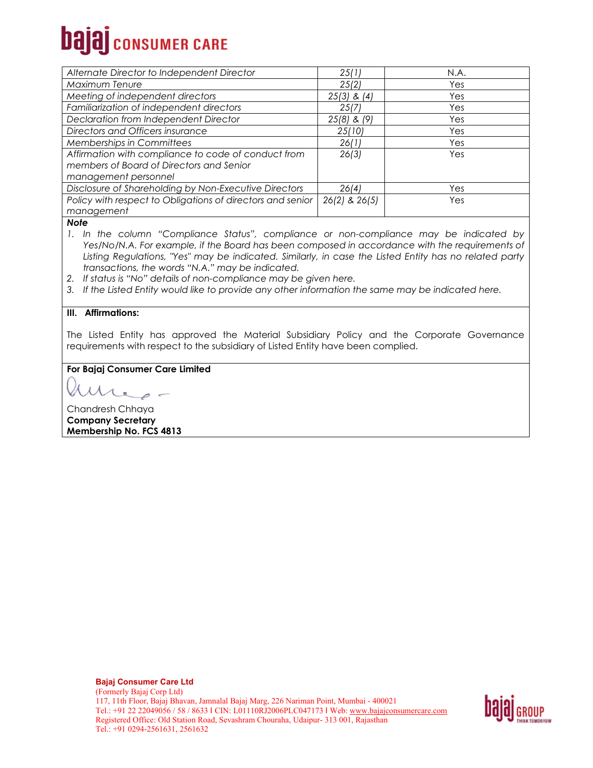| | | |
|---|---|---|
| *Alternate Director to Independent Director* | *25(1)* | N.A. |
| *Maximum Tenure* | *25(2)* | Yes |
| *Meeting of independent directors* | *25(3) & (4)* | Yes |
| *Familiarization of independent directors* | *25(7)* | Yes |
| *Declaration from Independent Director* | *25(8) & (9)* | Yes |
| *Directors and Officers insurance* | *25(10)* | Yes |
| *Memberships in Committees* | *26(1)* | Yes |
| *Affirmation with compliance to code of conduct from members of Board of Directors and Senior management personnel* | *26(3)* | Yes |
| *Disclosure of Shareholding by Non-Executive Directors* | *26(4)* | Yes |
| *Policy with respect to Obligations of directors and senior management* | *26(2) & 26(5)* | Yes |

***Note***

1. *In the column "Compliance Status", compliance or non-compliance may be indicated by Yes/No/N.A. For example, if the Board has been composed in accordance with the requirements of Listing Regulations, "Yes" may be indicated. Similarly, in case the Listed Entity has no related party transactions, the words "N.A." may be indicated.*
2. *If status is "No" details of non-compliance may be given here.*
3. *If the Listed Entity would like to provide any other information the same may be indicated here.*

**III. Affirmations:**

The Listed Entity has approved the Material Subsidiary Policy and the Corporate Governance requirements with respect to the subsidiary of Listed Entity have been complied.

**For Bajaj Consumer Care Limited**

Chandresh Chhaya
**Company Secretary**
**Membership No. FCS 4813**

**Bajaj Consumer Care Ltd**
(Formerly Bajaj Corp Ltd)
117, 11th Floor, Bajaj Bhavan, Jamnalal Bajaj Marg, 226 Nariman Point, Mumbai - 400021
Tel.: +91 22 22049056 / 58 / 8633 I CIN: L01110RJ2006PLC047173 I Web: www.bajajconsumercare.com
Registered Office: Old Station Road, Sevashram Chouraha, Udaipur- 313 001, Rajasthan
Tel.: +91 0294-2561631, 2561632